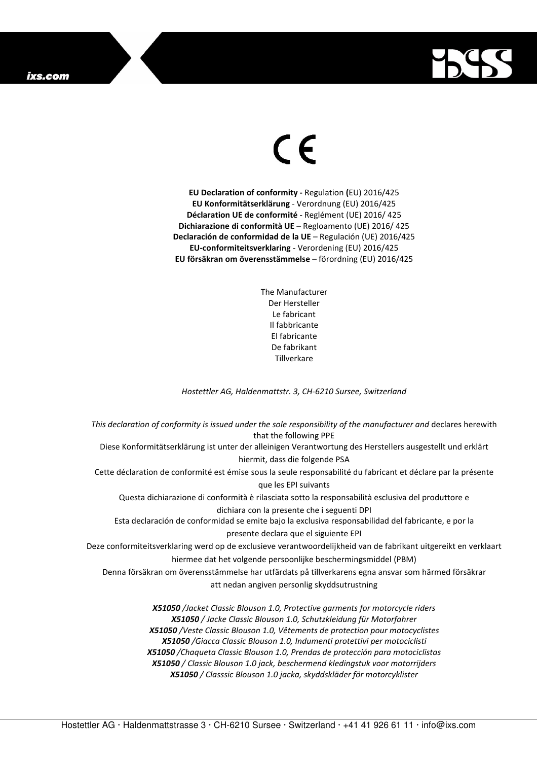CE

**EU Declaration of conformity -** Regulation **(**EU) 2016/425
**EU Konformitätserklärung** - Verordnung (EU) 2016/425
**Déclaration UE de conformité** - Reglément (UE) 2016/ 425
**Dichiarazione di conformità UE** – Regloamento (UE) 2016/ 425
**Declaración de conformidad de la UE** – Regulación (UE) 2016/425
**EU-conformiteitsverklaring** - Verordening (EU) 2016/425
**EU försäkran om överensstämmelse** – förordning (EU) 2016/425

The Manufacturer
Der Hersteller
Le fabricant
Il fabbricante
El fabricante
De fabrikant
Tillverkare

*Hostettler AG, Haldenmattstr. 3, CH-6210 Sursee, Switzerland*

*This declaration of conformity is issued under the sole responsibility of the manufacturer and* declares herewith that the following PPE

Diese Konformitätserklärung ist unter der alleinigen Verantwortung des Herstellers ausgestellt und erklärt hiermit, dass die folgende PSA

Cette déclaration de conformité est émise sous la seule responsabilité du fabricant et déclare par la présente que les EPI suivants

Questa dichiarazione di conformità è rilasciata sotto la responsabilità esclusiva del produttore e dichiara con la presente che i seguenti DPI

Esta declaración de conformidad se emite bajo la exclusiva responsabilidad del fabricante, e por la presente declara que el siguiente EPI

Deze conformiteitsverklaring werd op de exclusieve verantwoordelijkheid van de fabrikant uitgereikt en verklaart hiermee dat het volgende persoonlijke beschermingsmiddel (PBM)

Denna försäkran om överensstämmelse har utfärdats på tillverkarens egna ansvar som härmed försäkrar att nedan angiven personlig skyddsutrustning

***X51050** /Jacket Classic Blouson 1.0, Protective garments for motorcycle riders*
***X51050** / Jacke Classic Blouson 1.0, Schutzkleidung für Motorfahrer*
***X51050** /Veste Classic Blouson 1.0, Vêtements de protection pour motocyclistes*
***X51050** /Giacca Classic Blouson 1.0, Indumenti protettivi per motociclisti*
***X51050** /Chaqueta Classic Blouson 1.0, Prendas de protección para motociclistas*
***X51050** / Classic Blouson 1.0 jack, beschermend kledingstuk voor motorrijders*
***X51050** / Classsic Blouson 1.0 jacka, skyddskläder för motorcyklister*

Hostettler AG · Haldenmattstrasse 3 · CH-6210 Sursee · Switzerland · +41 41 926 61 11 · info@ixs.com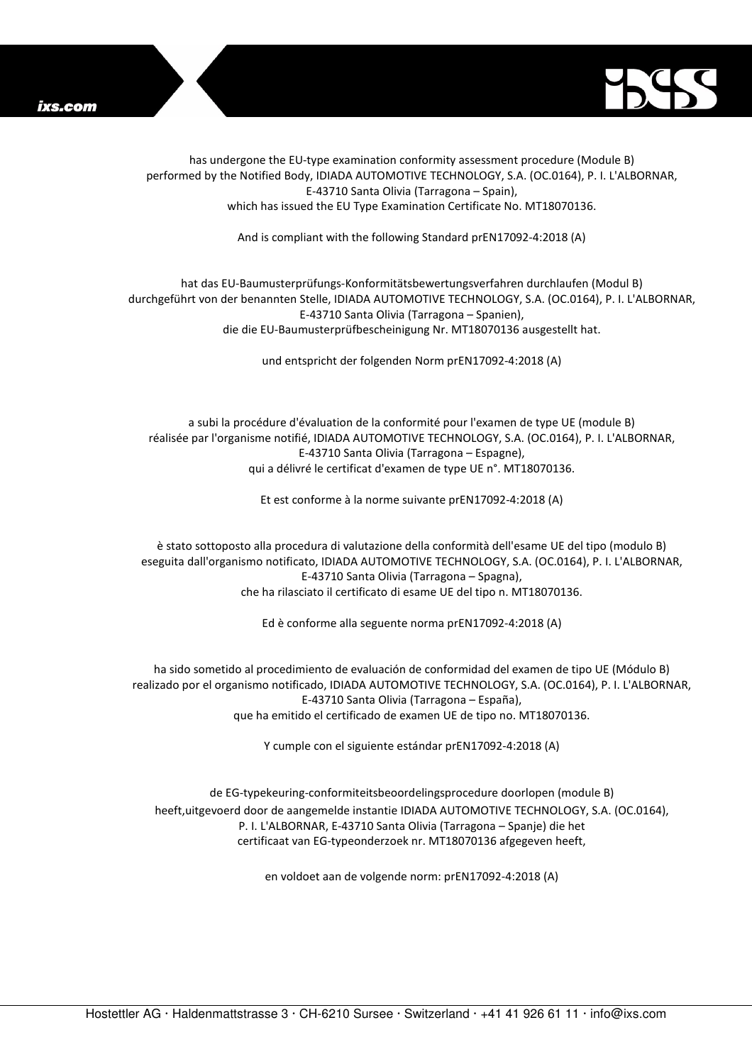has undergone the EU-type examination conformity assessment procedure (Module B)
performed by the Notified Body, IDIADA AUTOMOTIVE TECHNOLOGY, S.A. (OC.0164), P. I. L'ALBORNAR,
E-43710 Santa Olivia (Tarragona – Spain),
which has issued the EU Type Examination Certificate No. MT18070136.

And is compliant with the following Standard prEN17092-4:2018 (A)

hat das EU-Baumusterprüfungs-Konformitätsbewertungsverfahren durchlaufen (Modul B)
durchgeführt von der benannten Stelle, IDIADA AUTOMOTIVE TECHNOLOGY, S.A. (OC.0164), P. I. L'ALBORNAR,
E-43710 Santa Olivia (Tarragona – Spanien),
die die EU-Baumusterprüfbescheinigung Nr. MT18070136 ausgestellt hat.

und entspricht der folgenden Norm prEN17092-4:2018 (A)

a subi la procédure d'évaluation de la conformité pour l'examen de type UE (module B)
réalisée par l'organisme notifié, IDIADA AUTOMOTIVE TECHNOLOGY, S.A. (OC.0164), P. I. L'ALBORNAR,
E-43710 Santa Olivia (Tarragona – Espagne),
qui a délivré le certificat d'examen de type UE n°. MT18070136.

Et est conforme à la norme suivante prEN17092-4:2018 (A)

è stato sottoposto alla procedura di valutazione della conformità dell'esame UE del tipo (modulo B)
eseguita dall'organismo notificato, IDIADA AUTOMOTIVE TECHNOLOGY, S.A. (OC.0164), P. I. L'ALBORNAR,
E-43710 Santa Olivia (Tarragona – Spagna),
che ha rilasciato il certificato di esame UE del tipo n. MT18070136.

Ed è conforme alla seguente norma prEN17092-4:2018 (A)

ha sido sometido al procedimiento de evaluación de conformidad del examen de tipo UE (Módulo B)
realizado por el organismo notificado, IDIADA AUTOMOTIVE TECHNOLOGY, S.A. (OC.0164), P. I. L'ALBORNAR,
E-43710 Santa Olivia (Tarragona – España),
que ha emitido el certificado de examen UE de tipo no. MT18070136.

Y cumple con el siguiente estándar prEN17092-4:2018 (A)

de EG-typekeuring-conformiteitsbeoordelingsprocedure doorlopen (module B)
heeft,uitgevoerd door de aangemelde instantie IDIADA AUTOMOTIVE TECHNOLOGY, S.A. (OC.0164),
P. I. L'ALBORNAR, E-43710 Santa Olivia (Tarragona – Spanje) die het
certificaat van EG-typeonderzoek nr. MT18070136 afgegeven heeft,

en voldoet aan de volgende norm: prEN17092-4:2018 (A)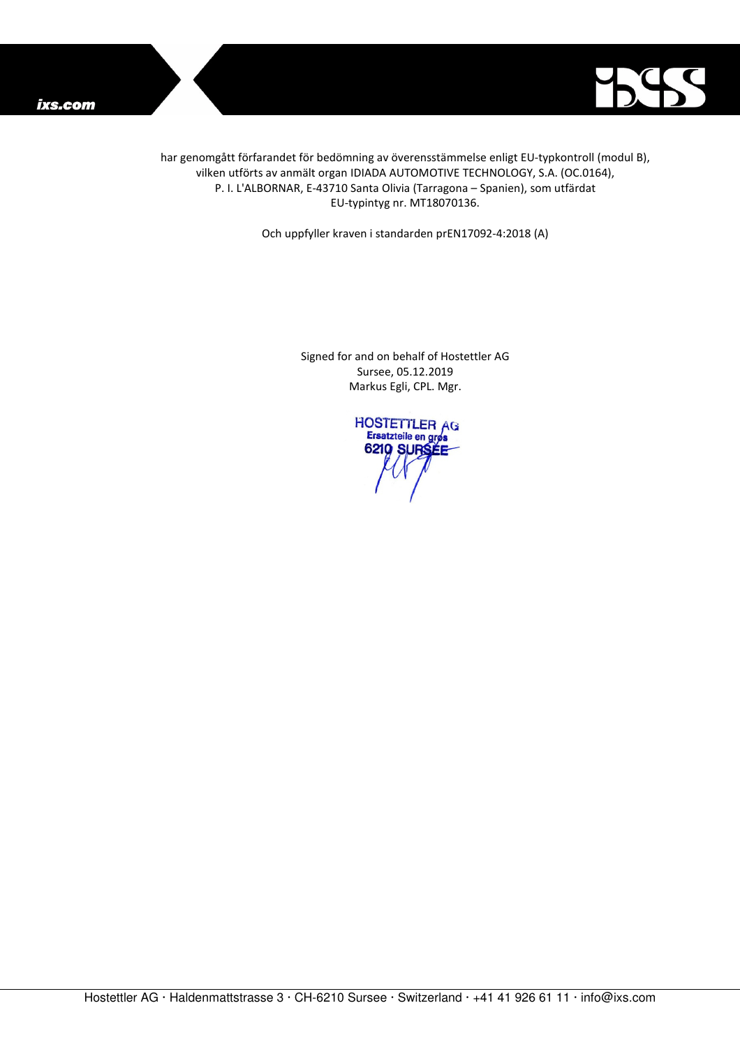har genomgått förfarandet för bedömning av överensstämmelse enligt EU-typkontroll (modul B), vilken utförts av anmält organ IDIADA AUTOMOTIVE TECHNOLOGY, S.A. (OC.0164), P. I. L'ALBORNAR, E-43710 Santa Olivia (Tarragona – Spanien), som utfärdat EU-typintyg nr. MT18070136.

Och uppfyller kraven i standarden prEN17092-4:2018 (A)

Signed for and on behalf of Hostettler AG
Sursee, 05.12.2019
Markus Egli, CPL. Mgr.

HOSTETTLER AG
Ersatzteile en gros
6210 SURSEE